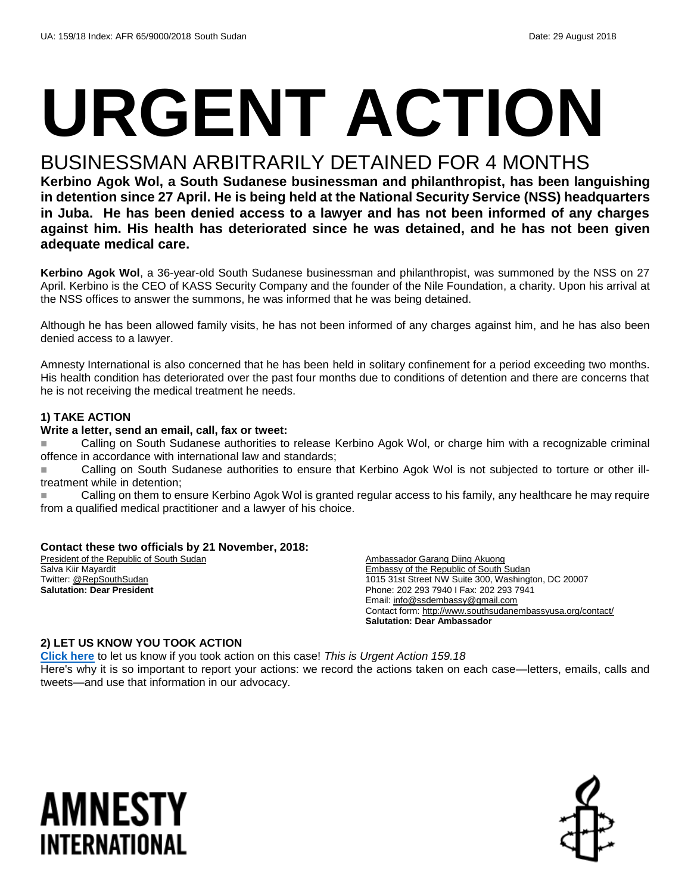UA: 159/18 Index: AFR 65/9000/2018 South Sudan Date: 29 August 2018

# URGENT ACTION

## BUSINESSMAN ARBITRARILY DETAINED FOR 4 MONTHS

**Kerbino Agok Wol, a South Sudanese businessman and philanthropist, has been languishing in detention since 27 April. He is being held at the National Security Service (NSS) headquarters in Juba. He has been denied access to a lawyer and has not been informed of any charges against him. His health has deteriorated since he was detained, and he has not been given adequate medical care.**

**Kerbino Agok Wol**, a 36-year-old South Sudanese businessman and philanthropist, was summoned by the NSS on 27 April. Kerbino is the CEO of KASS Security Company and the founder of the Nile Foundation, a charity. Upon his arrival at the NSS offices to answer the summons, he was informed that he was being detained.

Although he has been allowed family visits, he has not been informed of any charges against him, and he has also been denied access to a lawyer.

Amnesty International is also concerned that he has been held in solitary confinement for a period exceeding two months. His health condition has deteriorated over the past four months due to conditions of detention and there are concerns that he is not receiving the medical treatment he needs.

### 1) TAKE ACTION

**Write a letter, send an email, call, fax or tweet:**

- Calling on South Sudanese authorities to release Kerbino Agok Wol, or charge him with a recognizable criminal offence in accordance with international law and standards;
- Calling on South Sudanese authorities to ensure that Kerbino Agok Wol is not subjected to torture or other ill-treatment while in detention;
- Calling on them to ensure Kerbino Agok Wol is granted regular access to his family, any healthcare he may require from a qualified medical practitioner and a lawyer of his choice.

**Contact these two officials by 21 November, 2018:**

President of the Republic of South Sudan
Salva Kiir Mayardit
Twitter: @RepSouthSudan
**Salutation: Dear President**

Ambassador Garang Diing Akuong
Embassy of the Republic of South Sudan
1015 31st Street NW Suite 300, Washington, DC 20007
Phone: 202 293 7940 I Fax: 202 293 7941
Email: info@ssdembassy@gmail.com
Contact form: http://www.southsudanembassyusa.org/contact/
**Salutation: Dear Ambassador**

### 2) LET US KNOW YOU TOOK ACTION

**Click here** to let us know if you took action on this case! *This is Urgent Action 159.18*

Here's why it is so important to report your actions: we record the actions taken on each case—letters, emails, calls and tweets—and use that information in our advocacy.

AMNESTY INTERNATIONAL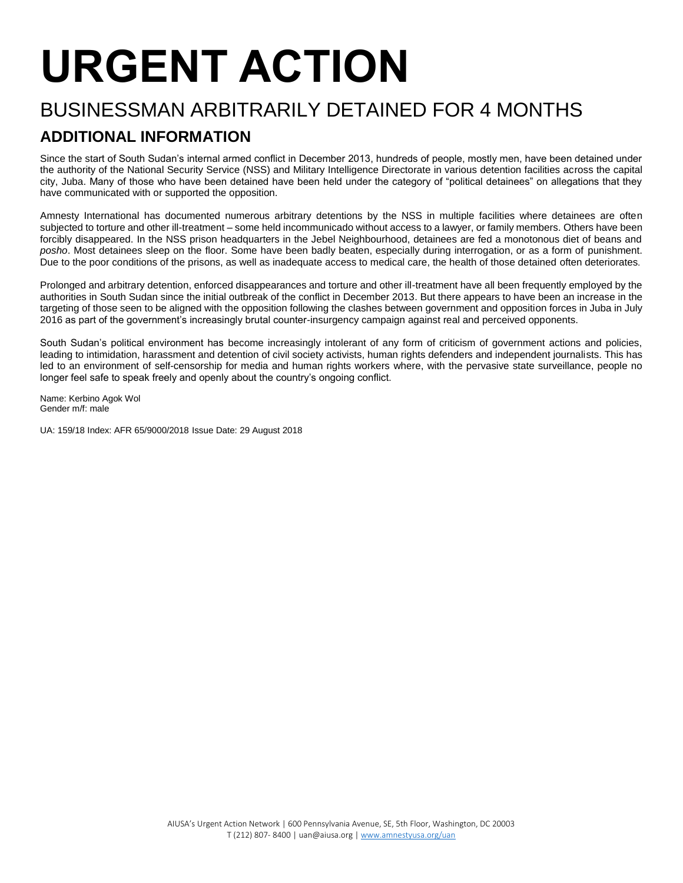# URGENT ACTION

## BUSINESSMAN ARBITRARILY DETAINED FOR 4 MONTHS

### ADDITIONAL INFORMATION

Since the start of South Sudan's internal armed conflict in December 2013, hundreds of people, mostly men, have been detained under the authority of the National Security Service (NSS) and Military Intelligence Directorate in various detention facilities across the capital city, Juba. Many of those who have been detained have been held under the category of "political detainees" on allegations that they have communicated with or supported the opposition.

Amnesty International has documented numerous arbitrary detentions by the NSS in multiple facilities where detainees are often subjected to torture and other ill-treatment – some held incommunicado without access to a lawyer, or family members. Others have been forcibly disappeared. In the NSS prison headquarters in the Jebel Neighbourhood, detainees are fed a monotonous diet of beans and *posho*. Most detainees sleep on the floor. Some have been badly beaten, especially during interrogation, or as a form of punishment. Due to the poor conditions of the prisons, as well as inadequate access to medical care, the health of those detained often deteriorates.

Prolonged and arbitrary detention, enforced disappearances and torture and other ill-treatment have all been frequently employed by the authorities in South Sudan since the initial outbreak of the conflict in December 2013. But there appears to have been an increase in the targeting of those seen to be aligned with the opposition following the clashes between government and opposition forces in Juba in July 2016 as part of the government's increasingly brutal counter-insurgency campaign against real and perceived opponents.

South Sudan's political environment has become increasingly intolerant of any form of criticism of government actions and policies, leading to intimidation, harassment and detention of civil society activists, human rights defenders and independent journalists. This has led to an environment of self-censorship for media and human rights workers where, with the pervasive state surveillance, people no longer feel safe to speak freely and openly about the country's ongoing conflict.

Name: Kerbino Agok Wol
Gender m/f: male

UA: 159/18 Index: AFR 65/9000/2018 Issue Date: 29 August 2018

AIUSA's Urgent Action Network | 600 Pennsylvania Avenue, SE, 5th Floor, Washington, DC 20003
T (212) 807- 8400 | uan@aiusa.org | www.amnestyusa.org/uan